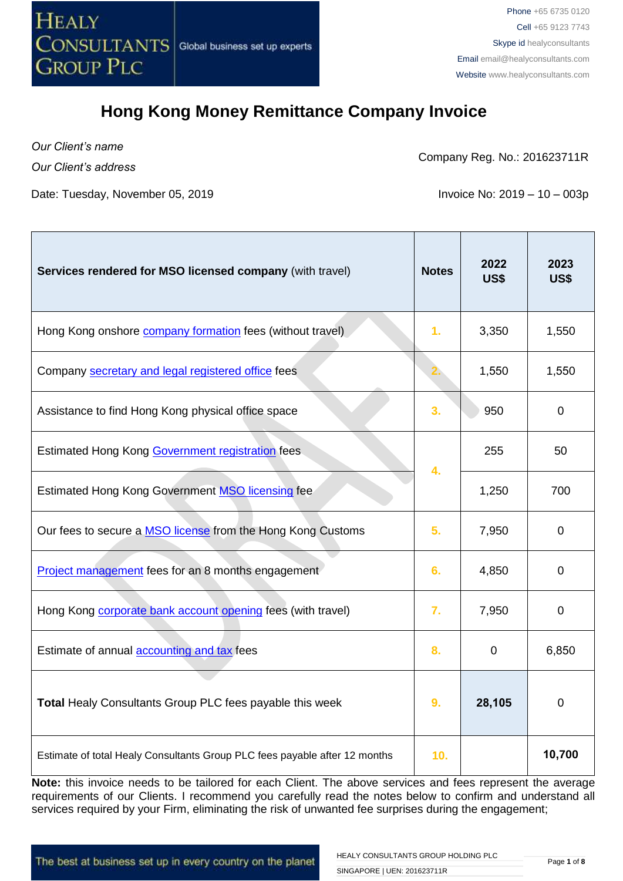# Hong Kong Money Remittance Company Invoice

*Our Client's name*

*Our Client's address*

Company Reg. No.: 201623711R

Date: Tuesday, November 05, 2019

Invoice No: 2019 – 10 – 003p

| **Services rendered for MSO licensed company** (with travel) | **Notes** | **2022 US$** | **2023 US$** |
|---|---|---|---|
| Hong Kong onshore company formation fees (without travel) | 1. | 3,350 | 1,550 |
| Company secretary and legal registered office fees | 2. | 1,550 | 1,550 |
| Assistance to find Hong Kong physical office space | 3. | 950 | 0 |
| Estimated Hong Kong Government registration fees | 4. | 255 | 50 |
| Estimated Hong Kong Government MSO licensing fee | | 1,250 | 700 |
| Our fees to secure a MSO license from the Hong Kong Customs | 5. | 7,950 | 0 |
| Project management fees for an 8 months engagement | 6. | 4,850 | 0 |
| Hong Kong corporate bank account opening fees (with travel) | 7. | 7,950 | 0 |
| Estimate of annual accounting and tax fees | 8. | 0 | 6,850 |
| **Total** Healy Consultants Group PLC fees payable this week | 9. | **28,105** | 0 |
| Estimate of total Healy Consultants Group PLC fees payable after 12 months | 10. | | **10,700** |

**Note:** this invoice needs to be tailored for each Client. The above services and fees represent the average requirements of our Clients. I recommend you carefully read the notes below to confirm and understand all services required by your Firm, eliminating the risk of unwanted fee surprises during the engagement;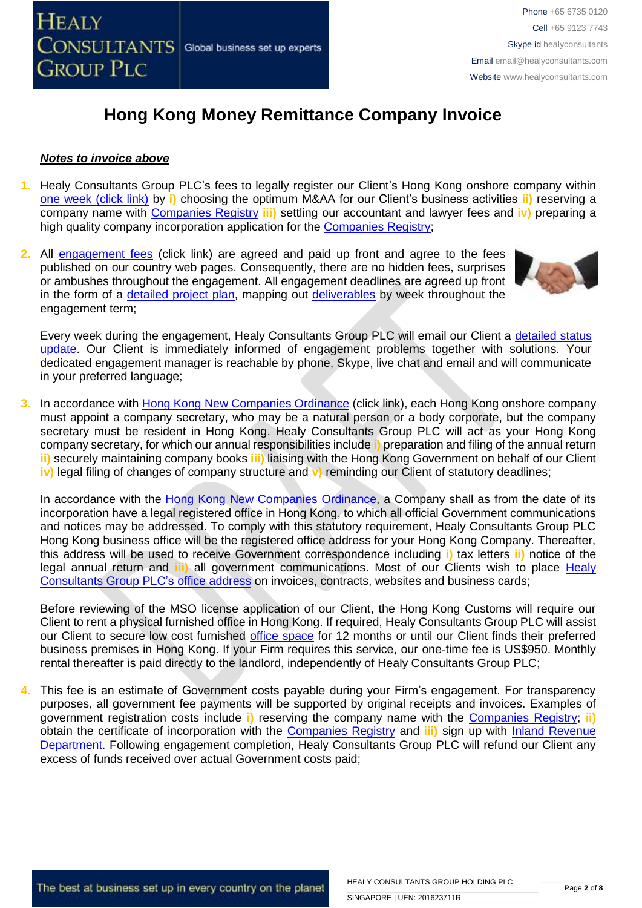# Hong Kong Money Remittance Company Invoice

***Notes to invoice above***

1. Healy Consultants Group PLC's fees to legally register our Client's Hong Kong onshore company within one week (click link) by **i)** choosing the optimum M&AA for our Client's business activities **ii)** reserving a company name with Companies Registry **iii)** settling our accountant and lawyer fees and **iv)** preparing a high quality company incorporation application for the Companies Registry;

2. All engagement fees (click link) are agreed and paid up front and agree to the fees published on our country web pages. Consequently, there are no hidden fees, surprises or ambushes throughout the engagement. All engagement deadlines are agreed up front in the form of a detailed project plan, mapping out deliverables by week throughout the engagement term;

   Every week during the engagement, Healy Consultants Group PLC will email our Client a detailed status update. Our Client is immediately informed of engagement problems together with solutions. Your dedicated engagement manager is reachable by phone, Skype, live chat and email and will communicate in your preferred language;

3. In accordance with Hong Kong New Companies Ordinance (click link), each Hong Kong onshore company must appoint a company secretary, who may be a natural person or a body corporate, but the company secretary must be resident in Hong Kong. Healy Consultants Group PLC will act as your Hong Kong company secretary, for which our annual responsibilities include **i)** preparation and filing of the annual return **ii)** securely maintaining company books **iii)** liaising with the Hong Kong Government on behalf of our Client **iv)** legal filing of changes of company structure and **v)** reminding our Client of statutory deadlines;

   In accordance with the Hong Kong New Companies Ordinance, a Company shall as from the date of its incorporation have a legal registered office in Hong Kong, to which all official Government communications and notices may be addressed. To comply with this statutory requirement, Healy Consultants Group PLC Hong Kong business office will be the registered office address for your Hong Kong Company. Thereafter, this address will be used to receive Government correspondence including **i)** tax letters **ii)** notice of the legal annual return and **iii)** all government communications. Most of our Clients wish to place Healy Consultants Group PLC's office address on invoices, contracts, websites and business cards;

   Before reviewing of the MSO license application of our Client, the Hong Kong Customs will require our Client to rent a physical furnished office in Hong Kong. If required, Healy Consultants Group PLC will assist our Client to secure low cost furnished office space for 12 months or until our Client finds their preferred business premises in Hong Kong. If your Firm requires this service, our one-time fee is US$950. Monthly rental thereafter is paid directly to the landlord, independently of Healy Consultants Group PLC;

4. This fee is an estimate of Government costs payable during your Firm's engagement. For transparency purposes, all government fee payments will be supported by original receipts and invoices. Examples of government registration costs include **i)** reserving the company name with the Companies Registry; **ii)** obtain the certificate of incorporation with the Companies Registry and **iii)** sign up with Inland Revenue Department. Following engagement completion, Healy Consultants Group PLC will refund our Client any excess of funds received over actual Government costs paid;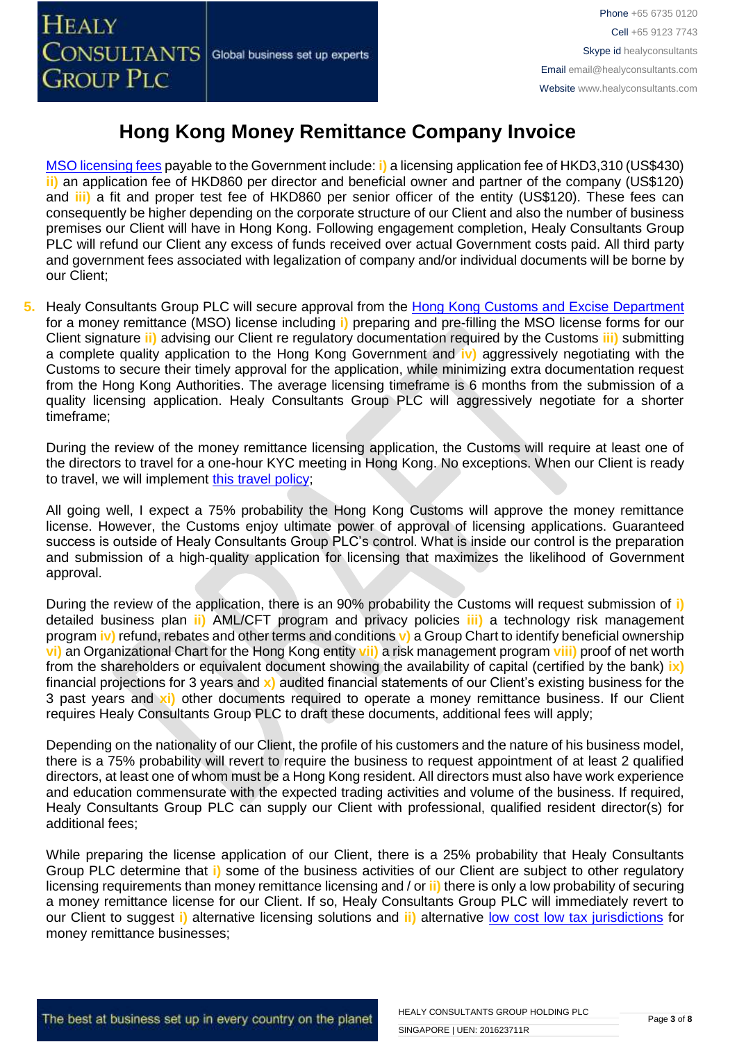# Hong Kong Money Remittance Company Invoice

MSO licensing fees payable to the Government include: i) a licensing application fee of HKD3,310 (US$430) ii) an application fee of HKD860 per director and beneficial owner and partner of the company (US$120) and iii) a fit and proper test fee of HKD860 per senior officer of the entity (US$120). These fees can consequently be higher depending on the corporate structure of our Client and also the number of business premises our Client will have in Hong Kong. Following engagement completion, Healy Consultants Group PLC will refund our Client any excess of funds received over actual Government costs paid. All third party and government fees associated with legalization of company and/or individual documents will be borne by our Client;

5. Healy Consultants Group PLC will secure approval from the Hong Kong Customs and Excise Department for a money remittance (MSO) license including i) preparing and pre-filling the MSO license forms for our Client signature ii) advising our Client re regulatory documentation required by the Customs iii) submitting a complete quality application to the Hong Kong Government and iv) aggressively negotiating with the Customs to secure their timely approval for the application, while minimizing extra documentation request from the Hong Kong Authorities. The average licensing timeframe is 6 months from the submission of a quality licensing application. Healy Consultants Group PLC will aggressively negotiate for a shorter timeframe;

   During the review of the money remittance licensing application, the Customs will require at least one of the directors to travel for a one-hour KYC meeting in Hong Kong. No exceptions. When our Client is ready to travel, we will implement this travel policy;

   All going well, I expect a 75% probability the Hong Kong Customs will approve the money remittance license. However, the Customs enjoy ultimate power of approval of licensing applications. Guaranteed success is outside of Healy Consultants Group PLC's control. What is inside our control is the preparation and submission of a high-quality application for licensing that maximizes the likelihood of Government approval.

   During the review of the application, there is an 90% probability the Customs will request submission of i) detailed business plan ii) AML/CFT program and privacy policies iii) a technology risk management program iv) refund, rebates and other terms and conditions v) a Group Chart to identify beneficial ownership vi) an Organizational Chart for the Hong Kong entity vii) a risk management program viii) proof of net worth from the shareholders or equivalent document showing the availability of capital (certified by the bank) ix) financial projections for 3 years and x) audited financial statements of our Client's existing business for the 3 past years and xi) other documents required to operate a money remittance business. If our Client requires Healy Consultants Group PLC to draft these documents, additional fees will apply;

   Depending on the nationality of our Client, the profile of his customers and the nature of his business model, there is a 75% probability will revert to require the business to request appointment of at least 2 qualified directors, at least one of whom must be a Hong Kong resident. All directors must also have work experience and education commensurate with the expected trading activities and volume of the business. If required, Healy Consultants Group PLC can supply our Client with professional, qualified resident director(s) for additional fees;

   While preparing the license application of our Client, there is a 25% probability that Healy Consultants Group PLC determine that i) some of the business activities of our Client are subject to other regulatory licensing requirements than money remittance licensing and / or ii) there is only a low probability of securing a money remittance license for our Client. If so, Healy Consultants Group PLC will immediately revert to our Client to suggest i) alternative licensing solutions and ii) alternative low cost low tax jurisdictions for money remittance businesses;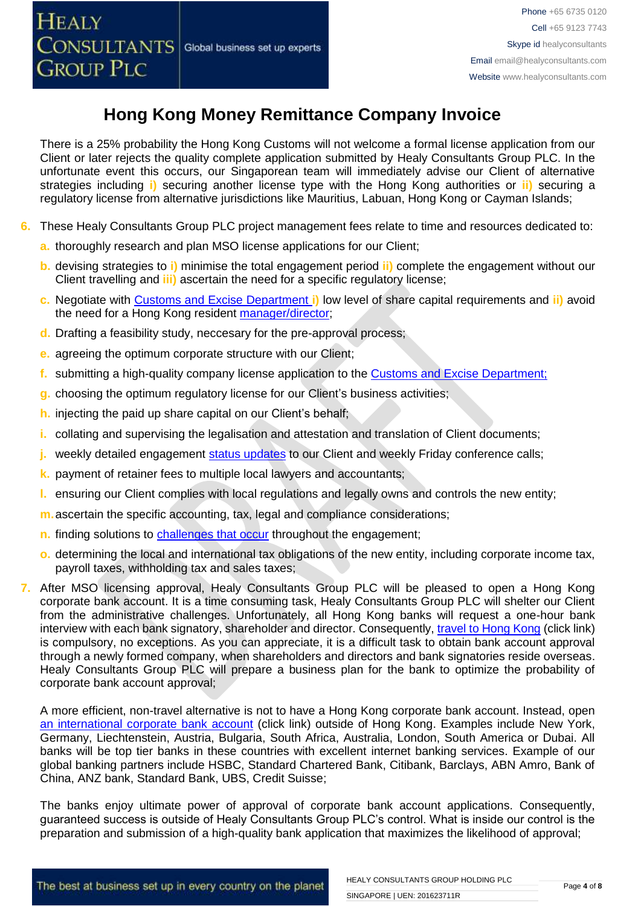# Hong Kong Money Remittance Company Invoice

There is a 25% probability the Hong Kong Customs will not welcome a formal license application from our Client or later rejects the quality complete application submitted by Healy Consultants Group PLC. In the unfortunate event this occurs, our Singaporean team will immediately advise our Client of alternative strategies including **i)** securing another license type with the Hong Kong authorities or **ii)** securing a regulatory license from alternative jurisdictions like Mauritius, Labuan, Hong Kong or Cayman Islands;

6. These Healy Consultants Group PLC project management fees relate to time and resources dedicated to:
   - a. thoroughly research and plan MSO license applications for our Client;
   - b. devising strategies to **i)** minimise the total engagement period **ii)** complete the engagement without our Client travelling and **iii)** ascertain the need for a specific regulatory license;
   - c. Negotiate with Customs and Excise Department **i)** low level of share capital requirements and **ii)** avoid the need for a Hong Kong resident manager/director;
   - d. Drafting a feasibility study, neccesary for the pre-approval process;
   - e. agreeing the optimum corporate structure with our Client;
   - f. submitting a high-quality company license application to the Customs and Excise Department;
   - g. choosing the optimum regulatory license for our Client's business activities;
   - h. injecting the paid up share capital on our Client's behalf;
   - i. collating and supervising the legalisation and attestation and translation of Client documents;
   - j. weekly detailed engagement status updates to our Client and weekly Friday conference calls;
   - k. payment of retainer fees to multiple local lawyers and accountants;
   - l. ensuring our Client complies with local regulations and legally owns and controls the new entity;
   - m. ascertain the specific accounting, tax, legal and compliance considerations;
   - n. finding solutions to challenges that occur throughout the engagement;
   - o. determining the local and international tax obligations of the new entity, including corporate income tax, payroll taxes, withholding tax and sales taxes;

7. After MSO licensing approval, Healy Consultants Group PLC will be pleased to open a Hong Kong corporate bank account. It is a time consuming task, Healy Consultants Group PLC will shelter our Client from the administrative challenges. Unfortunately, all Hong Kong banks will request a one-hour bank interview with each bank signatory, shareholder and director. Consequently, travel to Hong Kong (click link) is compulsory, no exceptions. As you can appreciate, it is a difficult task to obtain bank account approval through a newly formed company, when shareholders and directors and bank signatories reside overseas. Healy Consultants Group PLC will prepare a business plan for the bank to optimize the probability of corporate bank account approval;

   A more efficient, non-travel alternative is not to have a Hong Kong corporate bank account. Instead, open an international corporate bank account (click link) outside of Hong Kong. Examples include New York, Germany, Liechtenstein, Austria, Bulgaria, South Africa, Australia, London, South America or Dubai. All banks will be top tier banks in these countries with excellent internet banking services. Example of our global banking partners include HSBC, Standard Chartered Bank, Citibank, Barclays, ABN Amro, Bank of China, ANZ bank, Standard Bank, UBS, Credit Suisse;

   The banks enjoy ultimate power of approval of corporate bank account applications. Consequently, guaranteed success is outside of Healy Consultants Group PLC's control. What is inside our control is the preparation and submission of a high-quality bank application that maximizes the likelihood of approval;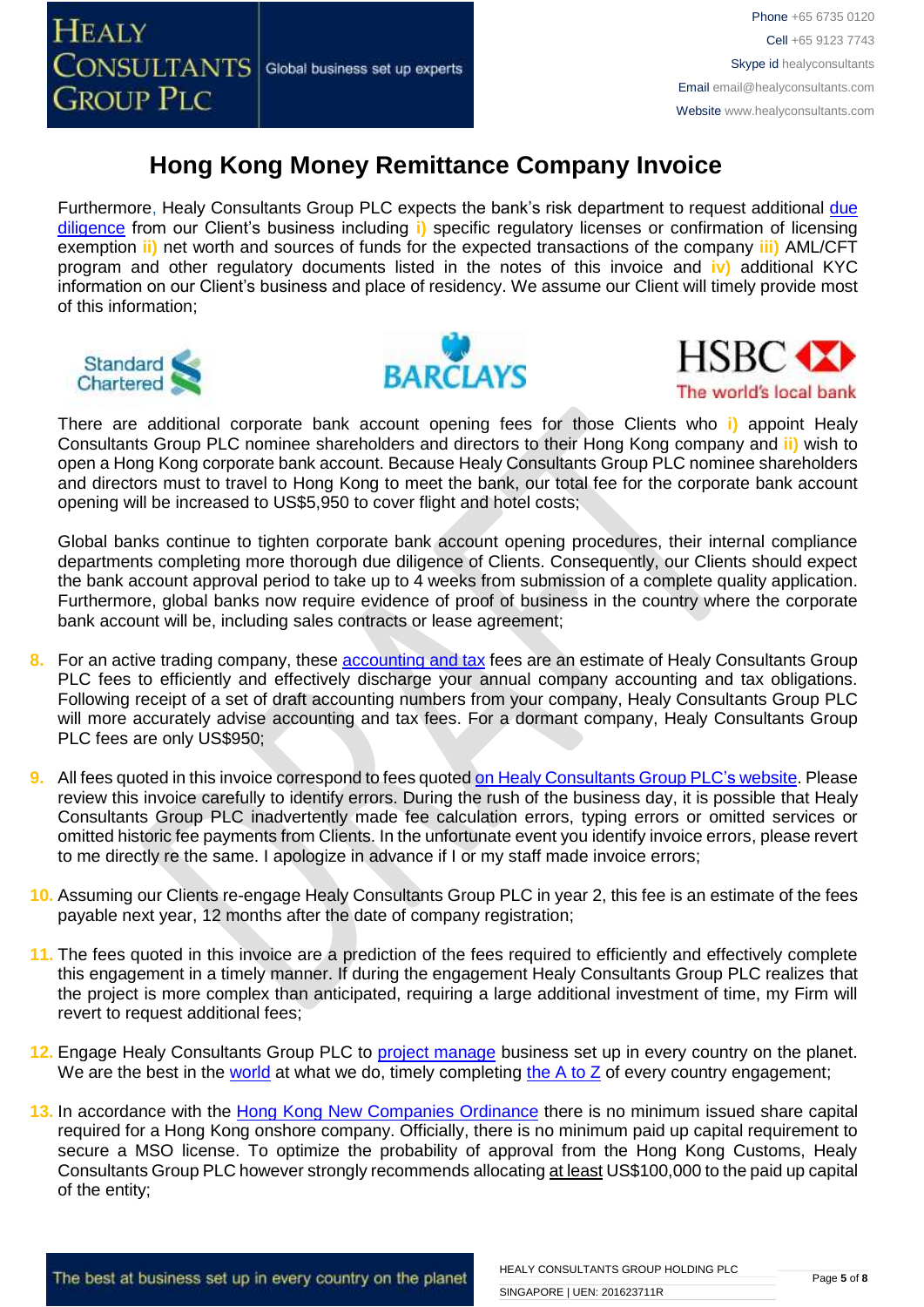# Hong Kong Money Remittance Company Invoice

Furthermore, Healy Consultants Group PLC expects the bank's risk department to request additional due diligence from our Client's business including i) specific regulatory licenses or confirmation of licensing exemption ii) net worth and sources of funds for the expected transactions of the company iii) AML/CFT program and other regulatory documents listed in the notes of this invoice and iv) additional KYC information on our Client's business and place of residency. We assume our Client will timely provide most of this information;

There are additional corporate bank account opening fees for those Clients who i) appoint Healy Consultants Group PLC nominee shareholders and directors to their Hong Kong company and ii) wish to open a Hong Kong corporate bank account. Because Healy Consultants Group PLC nominee shareholders and directors must to travel to Hong Kong to meet the bank, our total fee for the corporate bank account opening will be increased to US$5,950 to cover flight and hotel costs;

Global banks continue to tighten corporate bank account opening procedures, their internal compliance departments completing more thorough due diligence of Clients. Consequently, our Clients should expect the bank account approval period to take up to 4 weeks from submission of a complete quality application. Furthermore, global banks now require evidence of proof of business in the country where the corporate bank account will be, including sales contracts or lease agreement;

8. For an active trading company, these accounting and tax fees are an estimate of Healy Consultants Group PLC fees to efficiently and effectively discharge your annual company accounting and tax obligations. Following receipt of a set of draft accounting numbers from your company, Healy Consultants Group PLC will more accurately advise accounting and tax fees. For a dormant company, Healy Consultants Group PLC fees are only US$950;

9. All fees quoted in this invoice correspond to fees quoted on Healy Consultants Group PLC's website. Please review this invoice carefully to identify errors. During the rush of the business day, it is possible that Healy Consultants Group PLC inadvertently made fee calculation errors, typing errors or omitted services or omitted historic fee payments from Clients. In the unfortunate event you identify invoice errors, please revert to me directly re the same. I apologize in advance if I or my staff made invoice errors;

10. Assuming our Clients re-engage Healy Consultants Group PLC in year 2, this fee is an estimate of the fees payable next year, 12 months after the date of company registration;

11. The fees quoted in this invoice are a prediction of the fees required to efficiently and effectively complete this engagement in a timely manner. If during the engagement Healy Consultants Group PLC realizes that the project is more complex than anticipated, requiring a large additional investment of time, my Firm will revert to request additional fees;

12. Engage Healy Consultants Group PLC to project manage business set up in every country on the planet. We are the best in the world at what we do, timely completing the A to Z of every country engagement;

13. In accordance with the Hong Kong New Companies Ordinance there is no minimum issued share capital required for a Hong Kong onshore company. Officially, there is no minimum paid up capital requirement to secure a MSO license. To optimize the probability of approval from the Hong Kong Customs, Healy Consultants Group PLC however strongly recommends allocating at least US$100,000 to the paid up capital of the entity;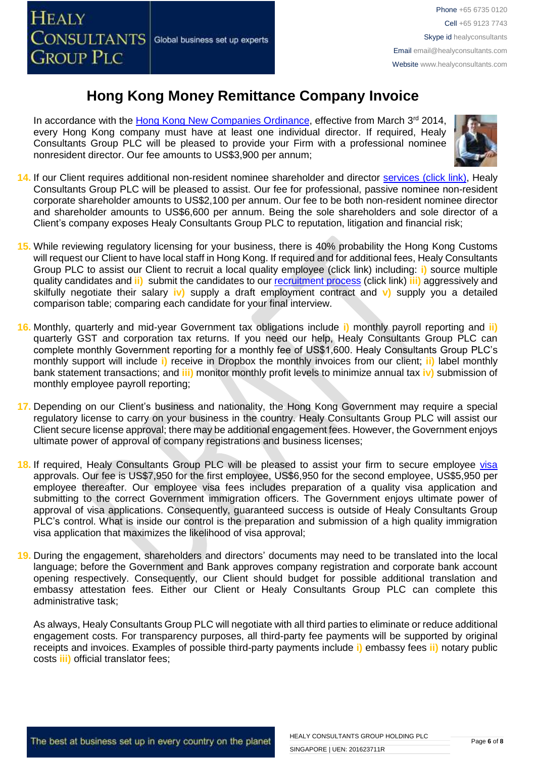# Hong Kong Money Remittance Company Invoice

In accordance with the Hong Kong New Companies Ordinance, effective from March 3rd 2014, every Hong Kong company must have at least one individual director. If required, Healy Consultants Group PLC will be pleased to provide your Firm with a professional nominee nonresident director. Our fee amounts to US$3,900 per annum;

14. If our Client requires additional non-resident nominee shareholder and director services (click link), Healy Consultants Group PLC will be pleased to assist. Our fee for professional, passive nominee non-resident corporate shareholder amounts to US$2,100 per annum. Our fee to be both non-resident nominee director and shareholder amounts to US$6,600 per annum. Being the sole shareholders and sole director of a Client's company exposes Healy Consultants Group PLC to reputation, litigation and financial risk;

15. While reviewing regulatory licensing for your business, there is 40% probability the Hong Kong Customs will request our Client to have local staff in Hong Kong. If required and for additional fees, Healy Consultants Group PLC to assist our Client to recruit a local quality employee (click link) including: i) source multiple quality candidates and ii) submit the candidates to our recruitment process (click link) iii) aggressively and skilfully negotiate their salary iv) supply a draft employment contract and v) supply you a detailed comparison table; comparing each candidate for your final interview.

16. Monthly, quarterly and mid-year Government tax obligations include i) monthly payroll reporting and ii) quarterly GST and corporation tax returns. If you need our help, Healy Consultants Group PLC can complete monthly Government reporting for a monthly fee of US$1,600. Healy Consultants Group PLC's monthly support will include i) receive in Dropbox the monthly invoices from our client; ii) label monthly bank statement transactions; and iii) monitor monthly profit levels to minimize annual tax iv) submission of monthly employee payroll reporting;

17. Depending on our Client's business and nationality, the Hong Kong Government may require a special regulatory license to carry on your business in the country. Healy Consultants Group PLC will assist our Client secure license approval; there may be additional engagement fees. However, the Government enjoys ultimate power of approval of company registrations and business licenses;

18. If required, Healy Consultants Group PLC will be pleased to assist your firm to secure employee visa approvals. Our fee is US$7,950 for the first employee, US$6,950 for the second employee, US$5,950 per employee thereafter. Our employee visa fees includes preparation of a quality visa application and submitting to the correct Government immigration officers. The Government enjoys ultimate power of approval of visa applications. Consequently, guaranteed success is outside of Healy Consultants Group PLC's control. What is inside our control is the preparation and submission of a high quality immigration visa application that maximizes the likelihood of visa approval;

19. During the engagement, shareholders and directors' documents may need to be translated into the local language; before the Government and Bank approves company registration and corporate bank account opening respectively. Consequently, our Client should budget for possible additional translation and embassy attestation fees. Either our Client or Healy Consultants Group PLC can complete this administrative task;

As always, Healy Consultants Group PLC will negotiate with all third parties to eliminate or reduce additional engagement costs. For transparency purposes, all third-party fee payments will be supported by original receipts and invoices. Examples of possible third-party payments include i) embassy fees ii) notary public costs iii) official translator fees;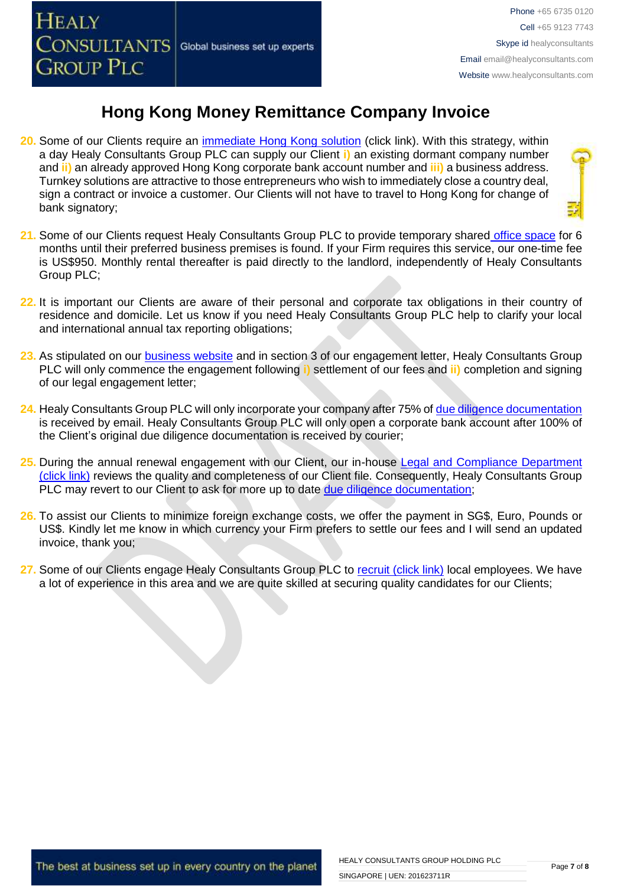# Hong Kong Money Remittance Company Invoice

20. Some of our Clients require an immediate Hong Kong solution (click link). With this strategy, within a day Healy Consultants Group PLC can supply our Client i) an existing dormant company number and ii) an already approved Hong Kong corporate bank account number and iii) a business address. Turnkey solutions are attractive to those entrepreneurs who wish to immediately close a country deal, sign a contract or invoice a customer. Our Clients will not have to travel to Hong Kong for change of bank signatory;

21. Some of our Clients request Healy Consultants Group PLC to provide temporary shared office space for 6 months until their preferred business premises is found. If your Firm requires this service, our one-time fee is US$950. Monthly rental thereafter is paid directly to the landlord, independently of Healy Consultants Group PLC;

22. It is important our Clients are aware of their personal and corporate tax obligations in their country of residence and domicile. Let us know if you need Healy Consultants Group PLC help to clarify your local and international annual tax reporting obligations;

23. As stipulated on our business website and in section 3 of our engagement letter, Healy Consultants Group PLC will only commence the engagement following i) settlement of our fees and ii) completion and signing of our legal engagement letter;

24. Healy Consultants Group PLC will only incorporate your company after 75% of due diligence documentation is received by email. Healy Consultants Group PLC will only open a corporate bank account after 100% of the Client's original due diligence documentation is received by courier;

25. During the annual renewal engagement with our Client, our in-house Legal and Compliance Department (click link) reviews the quality and completeness of our Client file. Consequently, Healy Consultants Group PLC may revert to our Client to ask for more up to date due diligence documentation;

26. To assist our Clients to minimize foreign exchange costs, we offer the payment in SG$, Euro, Pounds or US$. Kindly let me know in which currency your Firm prefers to settle our fees and I will send an updated invoice, thank you;

27. Some of our Clients engage Healy Consultants Group PLC to recruit (click link) local employees. We have a lot of experience in this area and we are quite skilled at securing quality candidates for our Clients;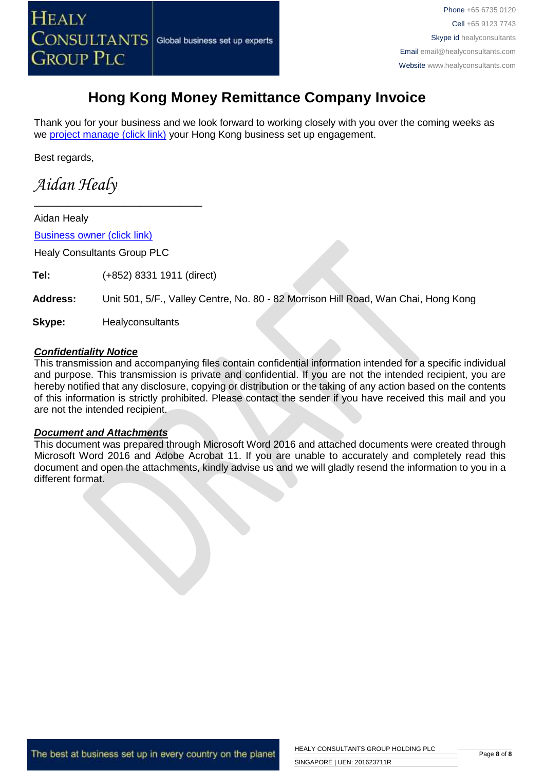# Hong Kong Money Remittance Company Invoice

Thank you for your business and we look forward to working closely with you over the coming weeks as we project manage (click link) your Hong Kong business set up engagement.

Best regards,

*Aidan Healy*

______________________________

Aidan Healy

Business owner (click link)

Healy Consultants Group PLC

| | |
|---|---|
| **Tel:** | (+852) 8331 1911 (direct) |
| **Address:** | Unit 501, 5/F., Valley Centre, No. 80 - 82 Morrison Hill Road, Wan Chai, Hong Kong |
| **Skype:** | Healyconsultants |

***Confidentiality Notice***

This transmission and accompanying files contain confidential information intended for a specific individual and purpose. This transmission is private and confidential. If you are not the intended recipient, you are hereby notified that any disclosure, copying or distribution or the taking of any action based on the contents of this information is strictly prohibited. Please contact the sender if you have received this mail and you are not the intended recipient.

***Document and Attachments***

This document was prepared through Microsoft Word 2016 and attached documents were created through Microsoft Word 2016 and Adobe Acrobat 11. If you are unable to accurately and completely read this document and open the attachments, kindly advise us and we will gladly resend the information to you in a different format.